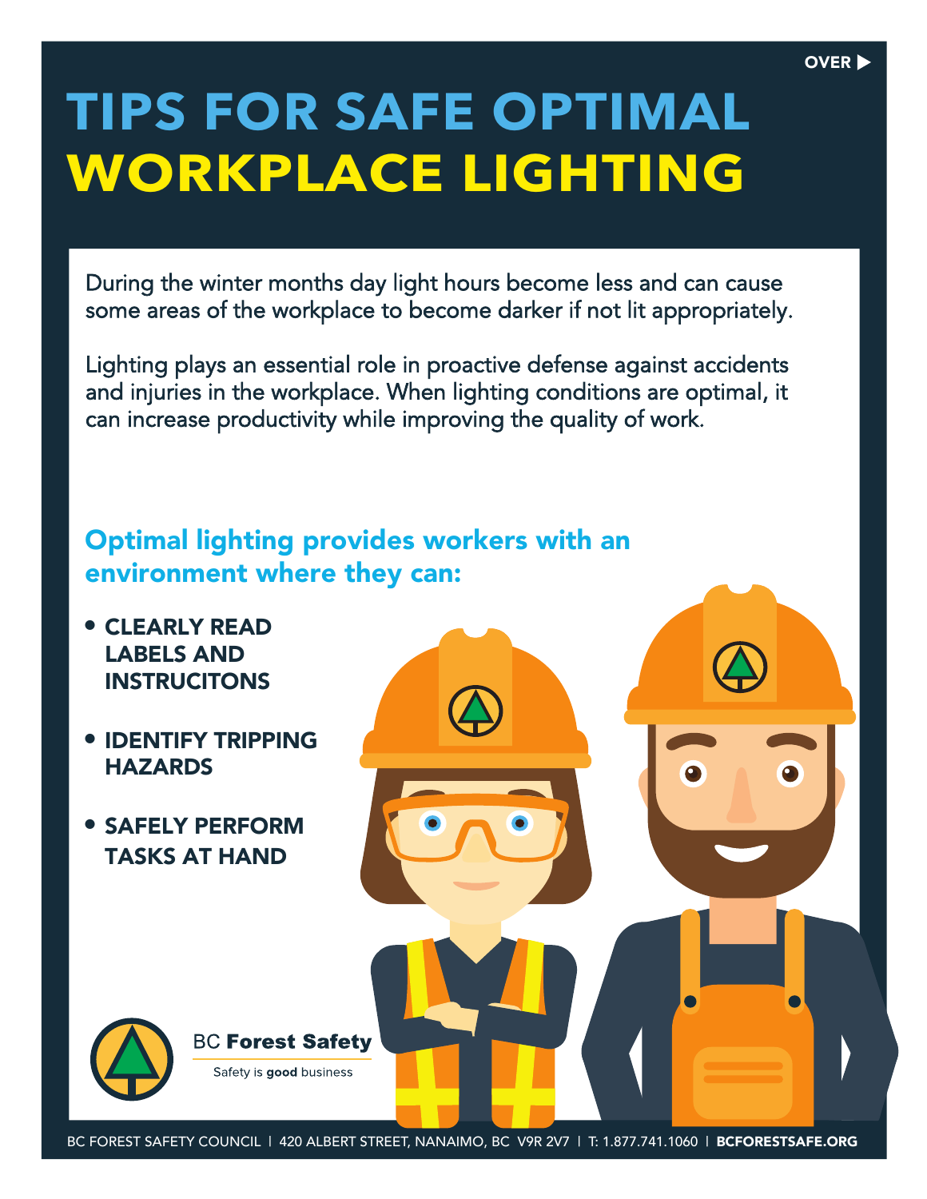OVER ▶

# TIPS FOR SAFE OPTIMAL WORKPLACE LIGHTING

During the winter months day light hours become less and can cause some areas of the workplace to become darker if not lit appropriately.

Lighting plays an essential role in proactive defense against accidents and injuries in the workplace. When lighting conditions are optimal, it can increase productivity while improving the quality of work.

## Optimal lighting provides workers with an environment where they can:

- **CLEARLY READ LABELS AND INSTRUCITONS**
- **IDENTIFY TRIPPING HAZARDS**
- **SAFELY PERFORM TASKS AT HAND**

BC **Forest Safety**

Safety is **good** business

BC FOREST SAFETY COUNCIL | 420 ALBERT STREET, NANAIMO, BC V9R 2V7 | T: 1.877.741.1060 | **BCFORESTSAFE.ORG**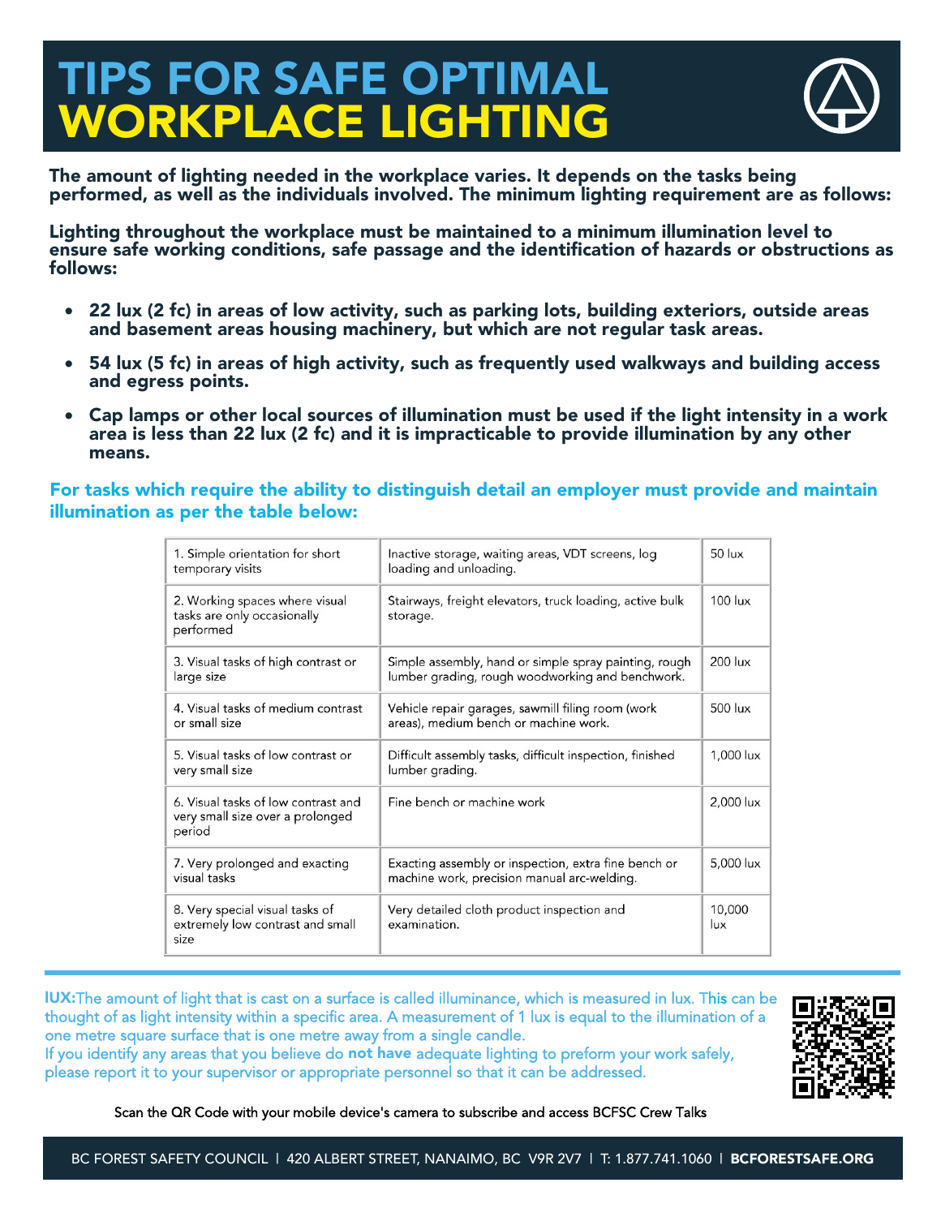# TIPS FOR SAFE OPTIMAL WORKPLACE LIGHTING

**The amount of lighting needed in the workplace varies. It depends on the tasks being performed, as well as the individuals involved. The minimum lighting requirement are as follows:**

**Lighting throughout the workplace must be maintained to a minimum illumination level to ensure safe working conditions, safe passage and the identification of hazards or obstructions as follows:**

- **22 lux (2 fc) in areas of low activity, such as parking lots, building exteriors, outside areas and basement areas housing machinery, but which are not regular task areas.**
- **54 lux (5 fc) in areas of high activity, such as frequently used walkways and building access and egress points.**
- **Cap lamps or other local sources of illumination must be used if the light intensity in a work area is less than 22 lux (2 fc) and it is impracticable to provide illumination by any other means.**

**For tasks which require the ability to distinguish detail an employer must provide and maintain illumination as per the table below:**

| | | |
|---|---|---|
| 1. Simple orientation for short temporary visits | Inactive storage, waiting areas, VDT screens, log loading and unloading. | 50 lux |
| 2. Working spaces where visual tasks are only occasionally performed | Stairways, freight elevators, truck loading, active bulk storage. | 100 lux |
| 3. Visual tasks of high contrast or large size | Simple assembly, hand or simple spray painting, rough lumber grading, rough woodworking and benchwork. | 200 lux |
| 4. Visual tasks of medium contrast or small size | Vehicle repair garages, sawmill filing room (work areas), medium bench or machine work. | 500 lux |
| 5. Visual tasks of low contrast or very small size | Difficult assembly tasks, difficult inspection, finished lumber grading. | 1,000 lux |
| 6. Visual tasks of low contrast and very small size over a prolonged period | Fine bench or machine work | 2,000 lux |
| 7. Very prolonged and exacting visual tasks | Exacting assembly or inspection, extra fine bench or machine work, precision manual arc-welding. | 5,000 lux |
| 8. Very special visual tasks of extremely low contrast and small size | Very detailed cloth product inspection and examination. | 10,000 lux |

**lUX:** The amount of light that is cast on a surface is called illuminance, which is measured in lux. This can be thought of as light intensity within a specific area. A measurement of 1 lux is equal to the illumination of a one metre square surface that is one metre away from a single candle.
If you identify any areas that you believe do **not have** adequate lighting to preform your work safely, please report it to your supervisor or appropriate personnel so that it can be addressed.

Scan the QR Code with your mobile device's camera to subscribe and access BCFSC Crew Talks

BC FOREST SAFETY COUNCIL | 420 ALBERT STREET, NANAIMO, BC V9R 2V7 | T: 1.877.741.1060 | **BCFORESTSAFE.ORG**